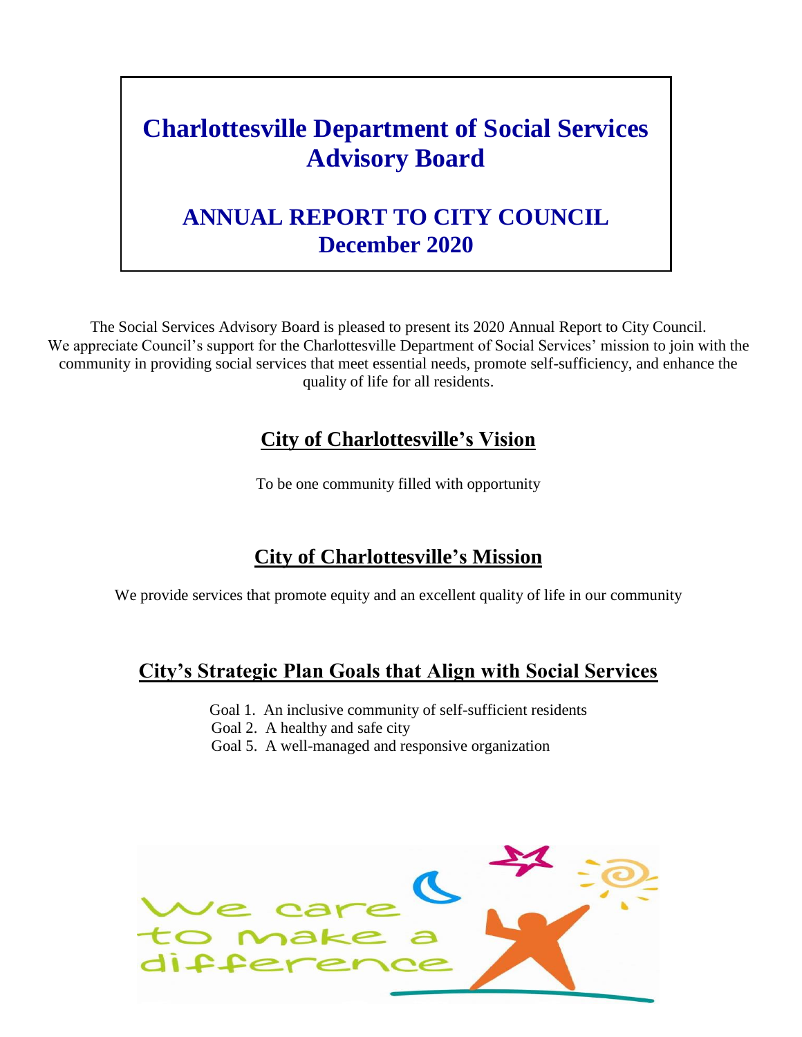# Charlottesville Department of Social Services Advisory Board

# ANNUAL REPORT TO CITY COUNCIL
# December 2020

The Social Services Advisory Board is pleased to present its 2020 Annual Report to City Council. We appreciate Council's support for the Charlottesville Department of Social Services' mission to join with the community in providing social services that meet essential needs, promote self-sufficiency, and enhance the quality of life for all residents.

## City of Charlottesville's Vision

To be one community filled with opportunity

## City of Charlottesville's Mission

We provide services that promote equity and an excellent quality of life in our community

## City's Strategic Plan Goals that Align with Social Services

Goal 1. An inclusive community of self-sufficient residents
Goal 2. A healthy and safe city
Goal 5. A well-managed and responsive organization

We care to make a difference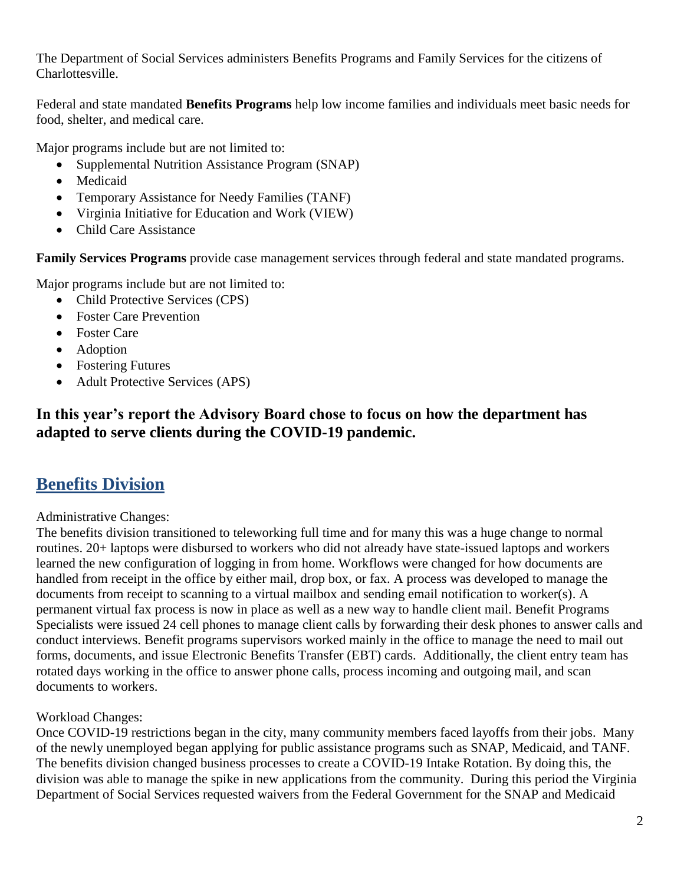The Department of Social Services administers Benefits Programs and Family Services for the citizens of Charlottesville.

Federal and state mandated **Benefits Programs** help low income families and individuals meet basic needs for food, shelter, and medical care.

Major programs include but are not limited to:

- Supplemental Nutrition Assistance Program (SNAP)
- Medicaid
- Temporary Assistance for Needy Families (TANF)
- Virginia Initiative for Education and Work (VIEW)
- Child Care Assistance

**Family Services Programs** provide case management services through federal and state mandated programs.

Major programs include but are not limited to:

- Child Protective Services (CPS)
- Foster Care Prevention
- Foster Care
- Adoption
- Fostering Futures
- Adult Protective Services (APS)

### In this year's report the Advisory Board chose to focus on how the department has adapted to serve clients during the COVID-19 pandemic.

## Benefits Division

Administrative Changes:

The benefits division transitioned to teleworking full time and for many this was a huge change to normal routines. 20+ laptops were disbursed to workers who did not already have state-issued laptops and workers learned the new configuration of logging in from home. Workflows were changed for how documents are handled from receipt in the office by either mail, drop box, or fax. A process was developed to manage the documents from receipt to scanning to a virtual mailbox and sending email notification to worker(s). A permanent virtual fax process is now in place as well as a new way to handle client mail. Benefit Programs Specialists were issued 24 cell phones to manage client calls by forwarding their desk phones to answer calls and conduct interviews. Benefit programs supervisors worked mainly in the office to manage the need to mail out forms, documents, and issue Electronic Benefits Transfer (EBT) cards. Additionally, the client entry team has rotated days working in the office to answer phone calls, process incoming and outgoing mail, and scan documents to workers.

Workload Changes:

Once COVID-19 restrictions began in the city, many community members faced layoffs from their jobs. Many of the newly unemployed began applying for public assistance programs such as SNAP, Medicaid, and TANF. The benefits division changed business processes to create a COVID-19 Intake Rotation. By doing this, the division was able to manage the spike in new applications from the community. During this period the Virginia Department of Social Services requested waivers from the Federal Government for the SNAP and Medicaid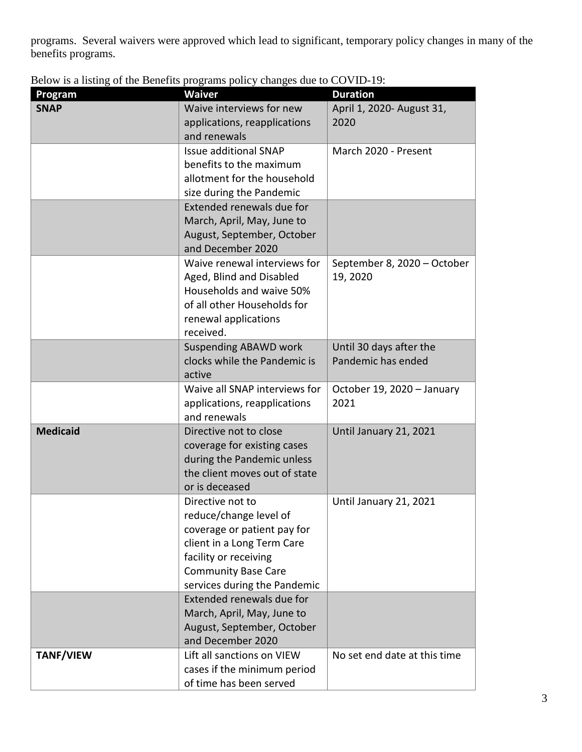programs. Several waivers were approved which lead to significant, temporary policy changes in many of the benefits programs.

Below is a listing of the Benefits programs policy changes due to COVID-19:

| Program | Waiver | Duration |
|---|---|---|
| **SNAP** | Waive interviews for new applications, reapplications and renewals | April 1, 2020- August 31, 2020 |
| | Issue additional SNAP benefits to the maximum allotment for the household size during the Pandemic | March 2020 - Present |
| | Extended renewals due for March, April, May, June to August, September, October and December 2020 | |
| | Waive renewal interviews for Aged, Blind and Disabled Households and waive 50% of all other Households for renewal applications received. | September 8, 2020 – October 19, 2020 |
| | Suspending ABAWD work clocks while the Pandemic is active | Until 30 days after the Pandemic has ended |
| | Waive all SNAP interviews for applications, reapplications and renewals | October 19, 2020 – January 2021 |
| **Medicaid** | Directive not to close coverage for existing cases during the Pandemic unless the client moves out of state or is deceased | Until January 21, 2021 |
| | Directive not to reduce/change level of coverage or patient pay for client in a Long Term Care facility or receiving Community Base Care services during the Pandemic | Until January 21, 2021 |
| | Extended renewals due for March, April, May, June to August, September, October and December 2020 | |
| **TANF/VIEW** | Lift all sanctions on VIEW cases if the minimum period of time has been served | No set end date at this time |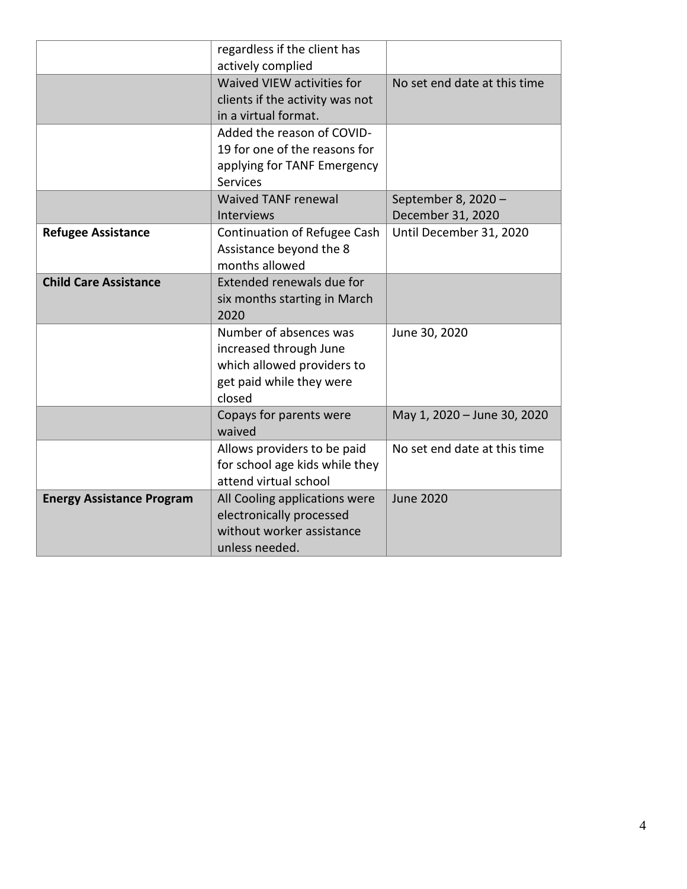| | | |
|---|---|---|
| | regardless if the client has actively complied | |
| | Waived VIEW activities for clients if the activity was not in a virtual format. | No set end date at this time |
| | Added the reason of COVID-19 for one of the reasons for applying for TANF Emergency Services | |
| | Waived TANF renewal Interviews | September 8, 2020 – December 31, 2020 |
| **Refugee Assistance** | Continuation of Refugee Cash Assistance beyond the 8 months allowed | Until December 31, 2020 |
| **Child Care Assistance** | Extended renewals due for six months starting in March 2020 | |
| | Number of absences was increased through June which allowed providers to get paid while they were closed | June 30, 2020 |
| | Copays for parents were waived | May 1, 2020 – June 30, 2020 |
| | Allows providers to be paid for school age kids while they attend virtual school | No set end date at this time |
| **Energy Assistance Program** | All Cooling applications were electronically processed without worker assistance unless needed. | June 2020 |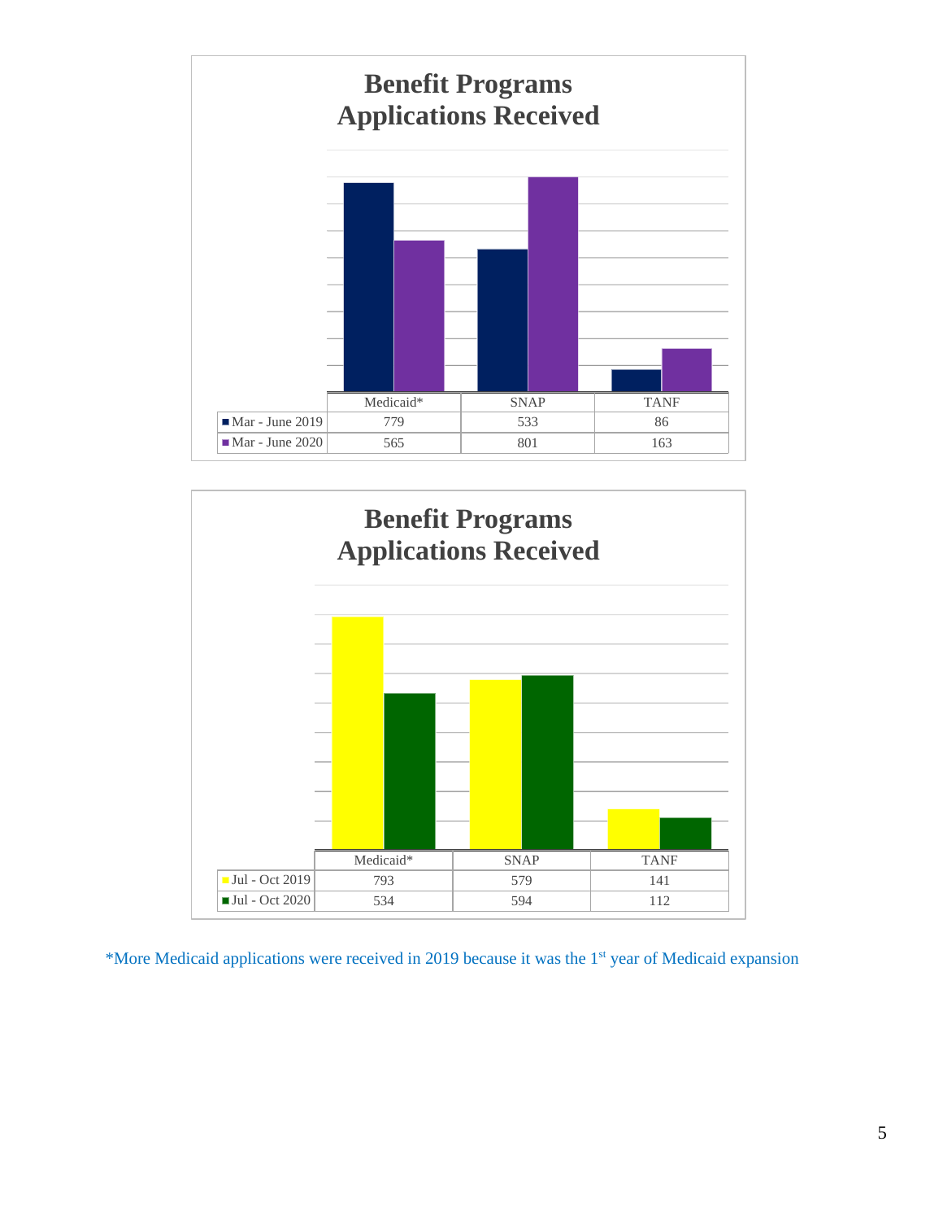## Benefit Programs Applications Received

| | Medicaid* | SNAP | TANF |
|---|---|---|---|
| Mar - June 2019 | 779 | 533 | 86 |
| Mar - June 2020 | 565 | 801 | 163 |

## Benefit Programs Applications Received

| | Medicaid* | SNAP | TANF |
|---|---|---|---|
| Jul - Oct 2019 | 793 | 579 | 141 |
| Jul - Oct 2020 | 534 | 594 | 112 |

*More Medicaid applications were received in 2019 because it was the 1st year of Medicaid expansion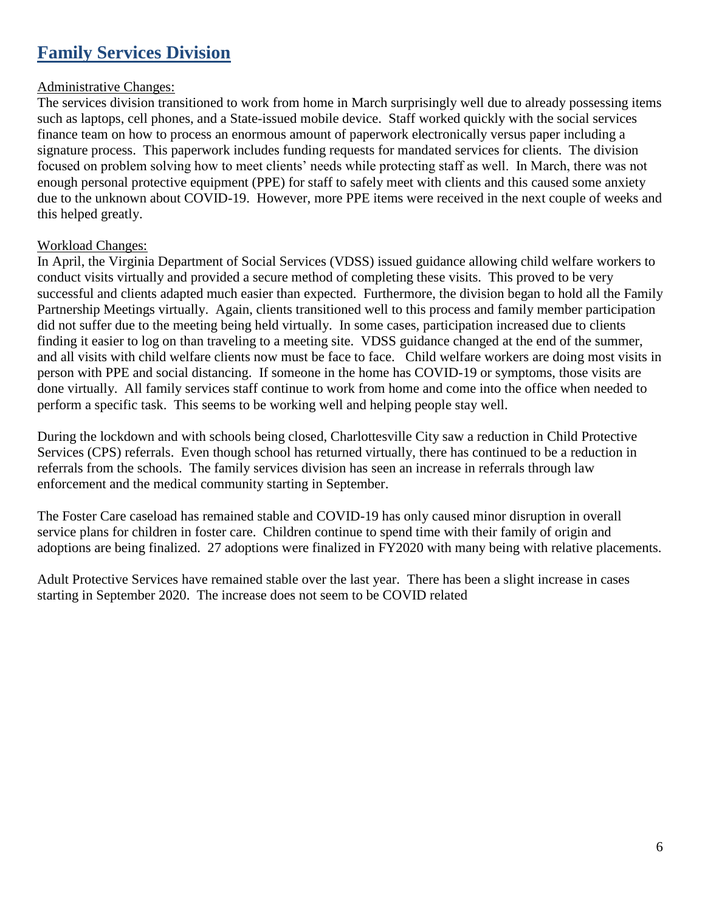# Family Services Division

Administrative Changes:

The services division transitioned to work from home in March surprisingly well due to already possessing items such as laptops, cell phones, and a State-issued mobile device. Staff worked quickly with the social services finance team on how to process an enormous amount of paperwork electronically versus paper including a signature process. This paperwork includes funding requests for mandated services for clients. The division focused on problem solving how to meet clients' needs while protecting staff as well. In March, there was not enough personal protective equipment (PPE) for staff to safely meet with clients and this caused some anxiety due to the unknown about COVID-19. However, more PPE items were received in the next couple of weeks and this helped greatly.

Workload Changes:

In April, the Virginia Department of Social Services (VDSS) issued guidance allowing child welfare workers to conduct visits virtually and provided a secure method of completing these visits. This proved to be very successful and clients adapted much easier than expected. Furthermore, the division began to hold all the Family Partnership Meetings virtually. Again, clients transitioned well to this process and family member participation did not suffer due to the meeting being held virtually. In some cases, participation increased due to clients finding it easier to log on than traveling to a meeting site. VDSS guidance changed at the end of the summer, and all visits with child welfare clients now must be face to face. Child welfare workers are doing most visits in person with PPE and social distancing. If someone in the home has COVID-19 or symptoms, those visits are done virtually. All family services staff continue to work from home and come into the office when needed to perform a specific task. This seems to be working well and helping people stay well.

During the lockdown and with schools being closed, Charlottesville City saw a reduction in Child Protective Services (CPS) referrals. Even though school has returned virtually, there has continued to be a reduction in referrals from the schools. The family services division has seen an increase in referrals through law enforcement and the medical community starting in September.

The Foster Care caseload has remained stable and COVID-19 has only caused minor disruption in overall service plans for children in foster care. Children continue to spend time with their family of origin and adoptions are being finalized. 27 adoptions were finalized in FY2020 with many being with relative placements.

Adult Protective Services have remained stable over the last year. There has been a slight increase in cases starting in September 2020. The increase does not seem to be COVID related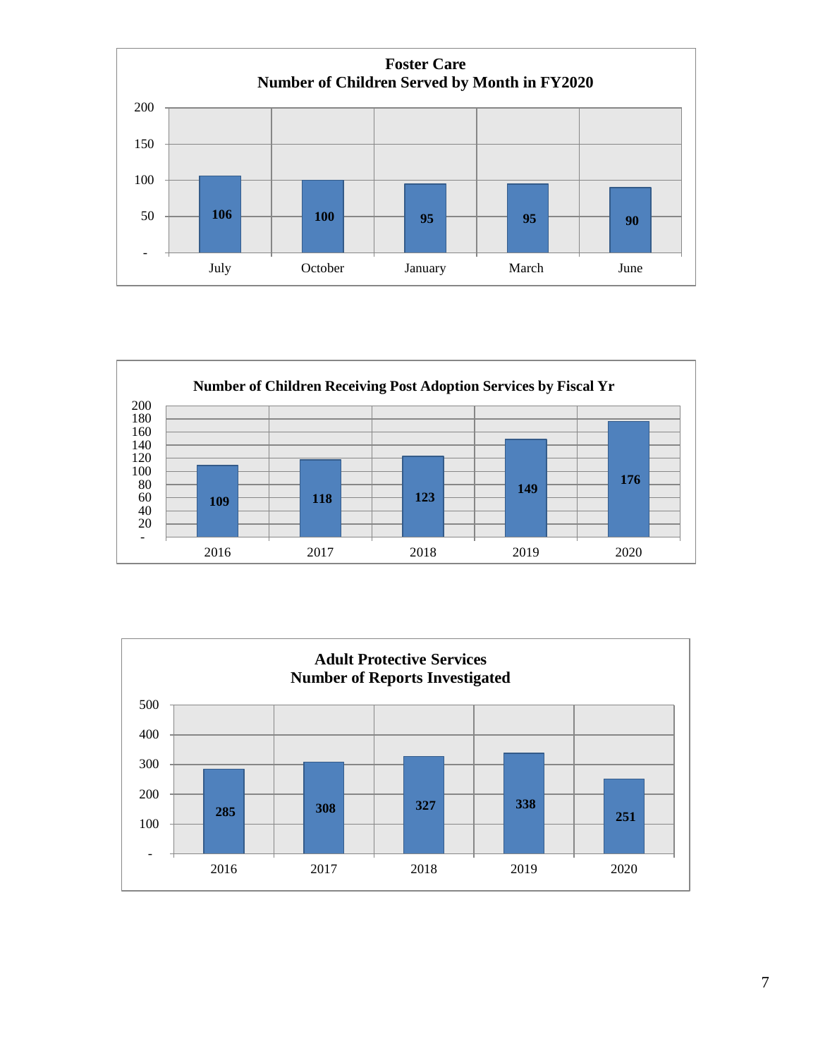**Foster Care**
**Number of Children Served by Month in FY2020**

| Month | Number of Children |
|---|---|
| July | 106 |
| October | 100 |
| January | 95 |
| March | 95 |
| June | 90 |

**Number of Children Receiving Post Adoption Services by Fiscal Yr**

| Fiscal Year | Number of Children |
|---|---|
| 2016 | 109 |
| 2017 | 118 |
| 2018 | 123 |
| 2019 | 149 |
| 2020 | 176 |

**Adult Protective Services**
**Number of Reports Investigated**

| Year | Number of Reports |
|---|---|
| 2016 | 285 |
| 2017 | 308 |
| 2018 | 327 |
| 2019 | 338 |
| 2020 | 251 |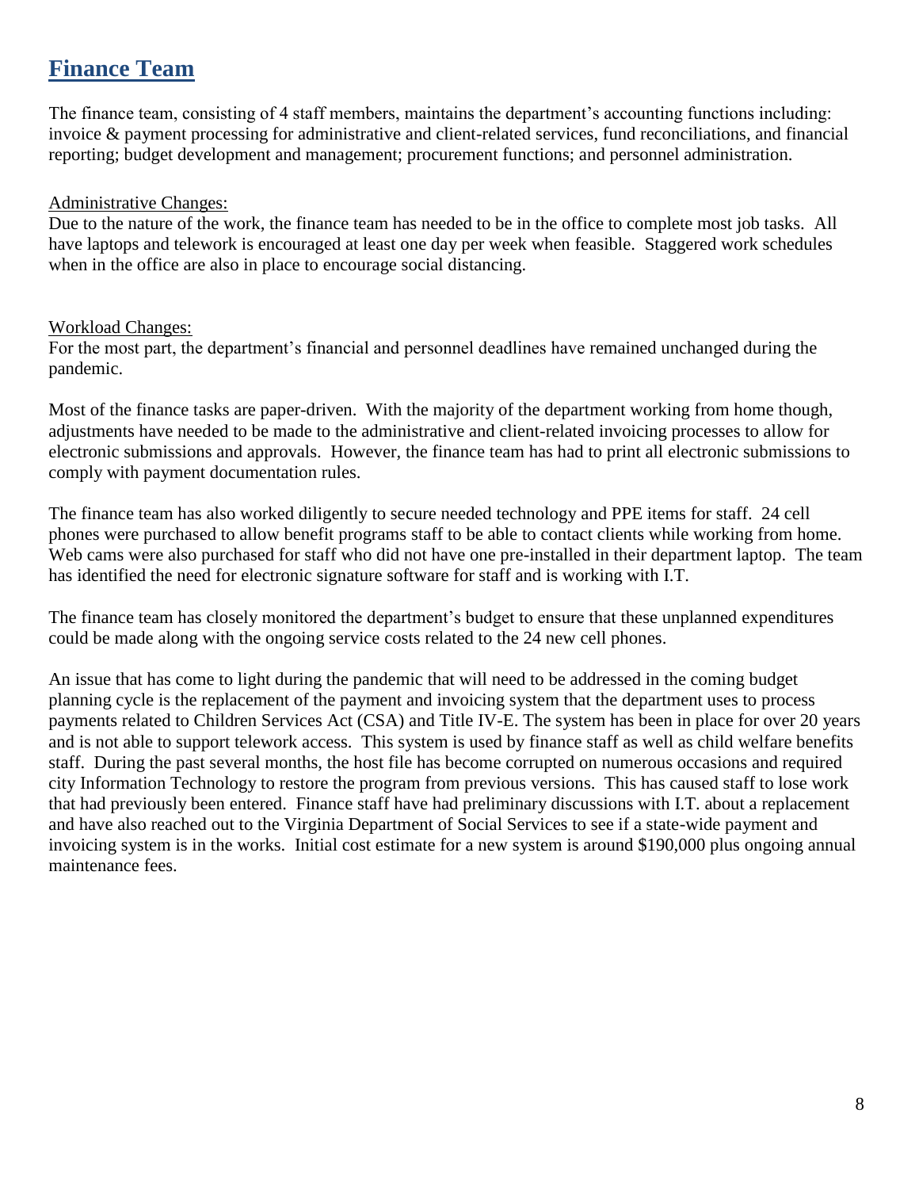## Finance Team

The finance team, consisting of 4 staff members, maintains the department's accounting functions including: invoice & payment processing for administrative and client-related services, fund reconciliations, and financial reporting; budget development and management; procurement functions; and personnel administration.

Administrative Changes:

Due to the nature of the work, the finance team has needed to be in the office to complete most job tasks. All have laptops and telework is encouraged at least one day per week when feasible. Staggered work schedules when in the office are also in place to encourage social distancing.

Workload Changes:

For the most part, the department's financial and personnel deadlines have remained unchanged during the pandemic.

Most of the finance tasks are paper-driven. With the majority of the department working from home though, adjustments have needed to be made to the administrative and client-related invoicing processes to allow for electronic submissions and approvals. However, the finance team has had to print all electronic submissions to comply with payment documentation rules.

The finance team has also worked diligently to secure needed technology and PPE items for staff. 24 cell phones were purchased to allow benefit programs staff to be able to contact clients while working from home. Web cams were also purchased for staff who did not have one pre-installed in their department laptop. The team has identified the need for electronic signature software for staff and is working with I.T.

The finance team has closely monitored the department's budget to ensure that these unplanned expenditures could be made along with the ongoing service costs related to the 24 new cell phones.

An issue that has come to light during the pandemic that will need to be addressed in the coming budget planning cycle is the replacement of the payment and invoicing system that the department uses to process payments related to Children Services Act (CSA) and Title IV-E. The system has been in place for over 20 years and is not able to support telework access. This system is used by finance staff as well as child welfare benefits staff. During the past several months, the host file has become corrupted on numerous occasions and required city Information Technology to restore the program from previous versions. This has caused staff to lose work that had previously been entered. Finance staff have had preliminary discussions with I.T. about a replacement and have also reached out to the Virginia Department of Social Services to see if a state-wide payment and invoicing system is in the works. Initial cost estimate for a new system is around $190,000 plus ongoing annual maintenance fees.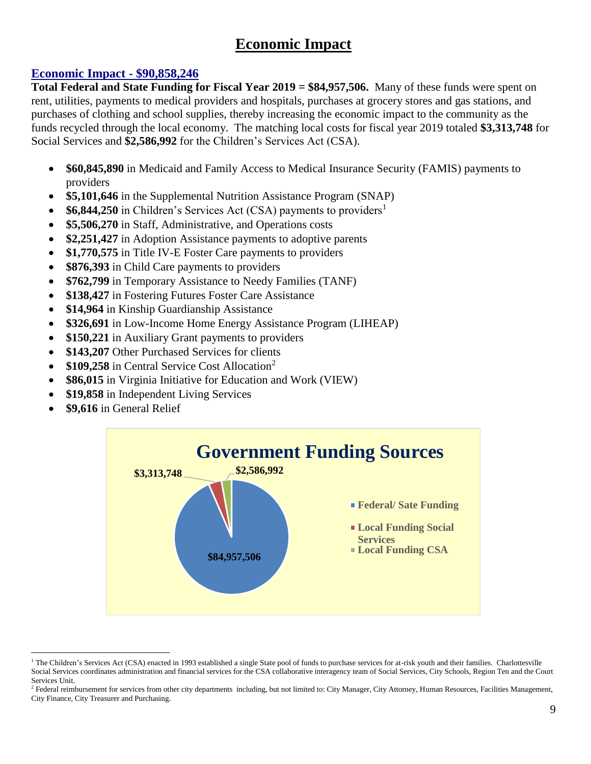# Economic Impact

## Economic Impact - $90,858,246

**Total Federal and State Funding for Fiscal Year 2019 = $84,957,506.** Many of these funds were spent on rent, utilities, payments to medical providers and hospitals, purchases at grocery stores and gas stations, and purchases of clothing and school supplies, thereby increasing the economic impact to the community as the funds recycled through the local economy. The matching local costs for fiscal year 2019 totaled **$3,313,748** for Social Services and **$2,586,992** for the Children's Services Act (CSA).

- **$60,845,890** in Medicaid and Family Access to Medical Insurance Security (FAMIS) payments to providers
- **$5,101,646** in the Supplemental Nutrition Assistance Program (SNAP)
- **$6,844,250** in Children's Services Act (CSA) payments to providers[1]
- **$5,506,270** in Staff, Administrative, and Operations costs
- **$2,251,427** in Adoption Assistance payments to adoptive parents
- **$1,770,575** in Title IV-E Foster Care payments to providers
- **$876,393** in Child Care payments to providers
- **$762,799** in Temporary Assistance to Needy Families (TANF)
- **$138,427** in Fostering Futures Foster Care Assistance
- **$14,964** in Kinship Guardianship Assistance
- **$326,691** in Low-Income Home Energy Assistance Program (LIHEAP)
- **$150,221** in Auxiliary Grant payments to providers
- **$143,207** Other Purchased Services for clients
- **$109,258** in Central Service Cost Allocation[2]
- **$86,015** in Virginia Initiative for Education and Work (VIEW)
- **$19,858** in Independent Living Services
- **$9,616** in General Relief

**Government Funding Sources**

| Source | Amount |
|---|---|
| Federal/ Sate Funding | $84,957,506 |
| Local Funding Social Services | $3,313,748 |
| Local Funding CSA | $2,586,992 |

[1] The Children's Services Act (CSA) enacted in 1993 established a single State pool of funds to purchase services for at-risk youth and their families. Charlottesville Social Services coordinates administration and financial services for the CSA collaborative interagency team of Social Services, City Schools, Region Ten and the Court Services Unit.

[2] Federal reimbursement for services from other city departments including, but not limited to: City Manager, City Attorney, Human Resources, Facilities Management, City Finance, City Treasurer and Purchasing.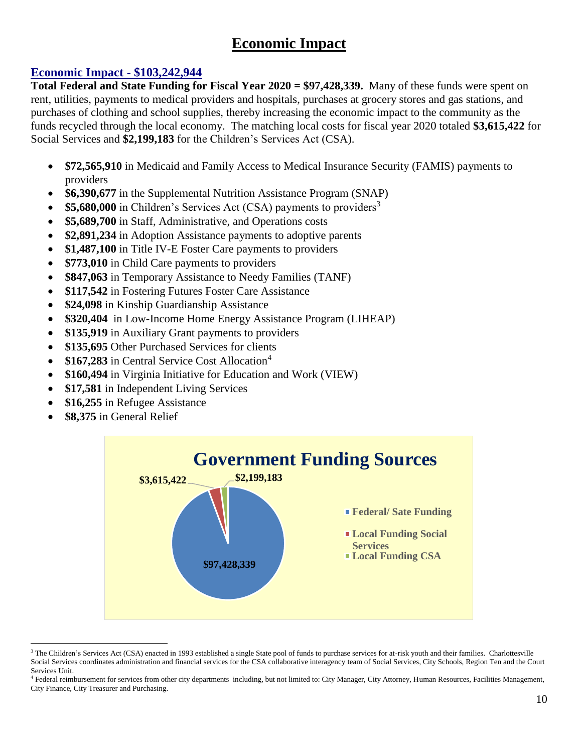# Economic Impact

## Economic Impact - $103,242,944

**Total Federal and State Funding for Fiscal Year 2020 = $97,428,339.** Many of these funds were spent on rent, utilities, payments to medical providers and hospitals, purchases at grocery stores and gas stations, and purchases of clothing and school supplies, thereby increasing the economic impact to the community as the funds recycled through the local economy. The matching local costs for fiscal year 2020 totaled **$3,615,422** for Social Services and **$2,199,183** for the Children's Services Act (CSA).

- **$72,565,910** in Medicaid and Family Access to Medical Insurance Security (FAMIS) payments to providers
- **$6,390,677** in the Supplemental Nutrition Assistance Program (SNAP)
- **$5,680,000** in Children's Services Act (CSA) payments to providers[3]
- **$5,689,700** in Staff, Administrative, and Operations costs
- **$2,891,234** in Adoption Assistance payments to adoptive parents
- **$1,487,100** in Title IV-E Foster Care payments to providers
- **$773,010** in Child Care payments to providers
- **$847,063** in Temporary Assistance to Needy Families (TANF)
- **$117,542** in Fostering Futures Foster Care Assistance
- **$24,098** in Kinship Guardianship Assistance
- **$320,404** in Low-Income Home Energy Assistance Program (LIHEAP)
- **$135,919** in Auxiliary Grant payments to providers
- **$135,695** Other Purchased Services for clients
- **$167,283** in Central Service Cost Allocation[4]
- **$160,494** in Virginia Initiative for Education and Work (VIEW)
- **$17,581** in Independent Living Services
- **$16,255** in Refugee Assistance
- **$8,375** in General Relief

**Government Funding Sources**

| Source | Amount |
|---|---|
| Federal/ Sate Funding | $97,428,339 |
| Local Funding Social Services | $3,615,422 |
| Local Funding CSA | $2,199,183 |

[3] The Children's Services Act (CSA) enacted in 1993 established a single State pool of funds to purchase services for at-risk youth and their families. Charlottesville Social Services coordinates administration and financial services for the CSA collaborative interagency team of Social Services, City Schools, Region Ten and the Court Services Unit.

[4] Federal reimbursement for services from other city departments including, but not limited to: City Manager, City Attorney, Human Resources, Facilities Management, City Finance, City Treasurer and Purchasing.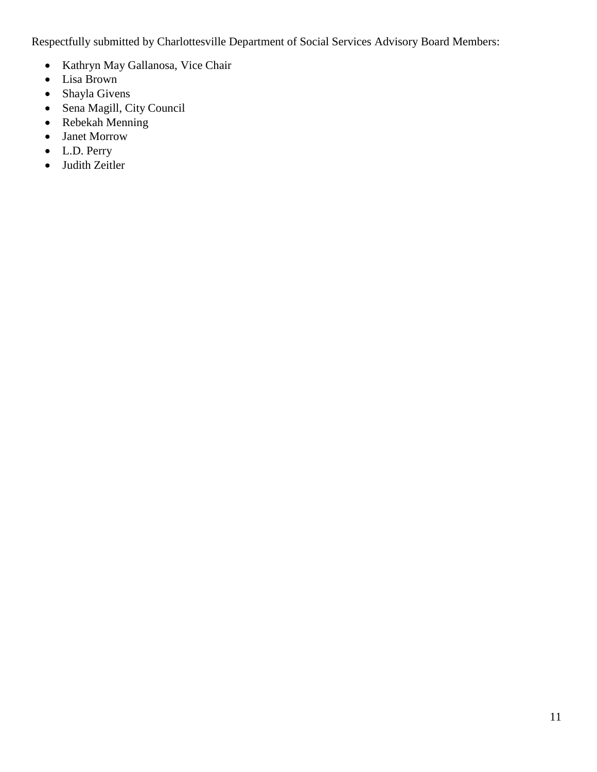Respectfully submitted by Charlottesville Department of Social Services Advisory Board Members:

- Kathryn May Gallanosa, Vice Chair
- Lisa Brown
- Shayla Givens
- Sena Magill, City Council
- Rebekah Menning
- Janet Morrow
- L.D. Perry
- Judith Zeitler